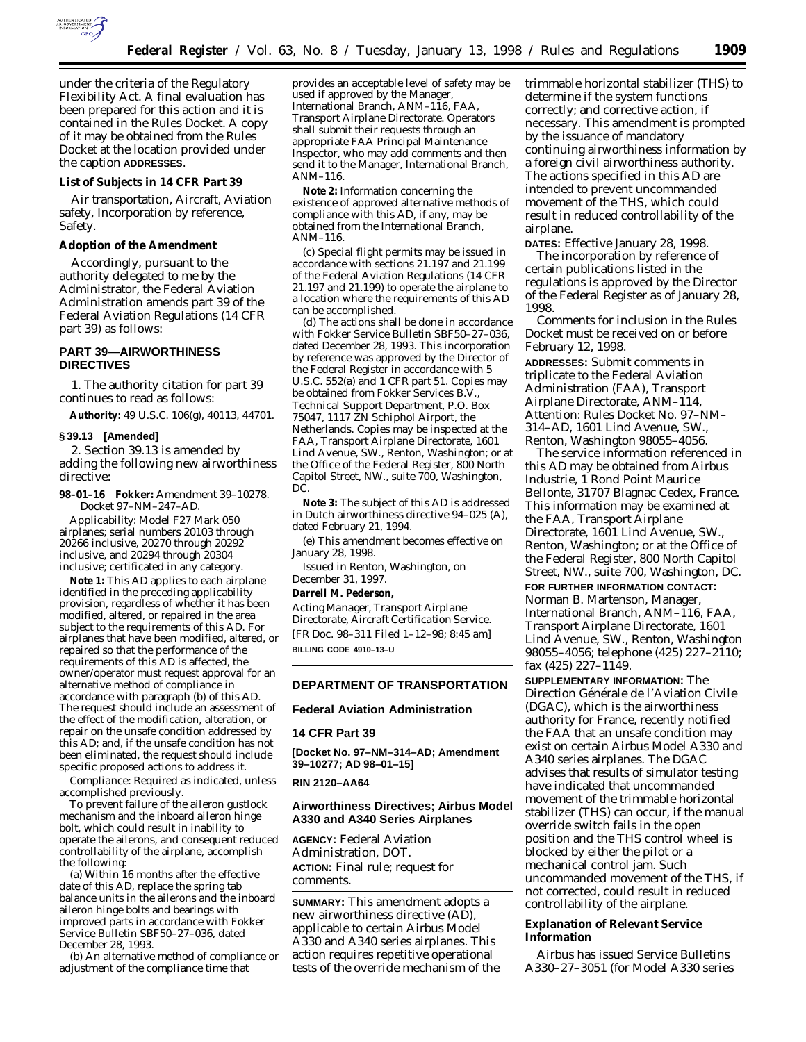under the criteria of the Regulatory Flexibility Act. A final evaluation has been prepared for this action and it is contained in the Rules Docket. A copy of it may be obtained from the Rules Docket at the location provided under the caption **ADDRESSES**.

**List of Subjects in 14 CFR Part 39**

Air transportation, Aircraft, Aviation safety, Incorporation by reference, Safety.

**Adoption of the Amendment**

Accordingly, pursuant to the authority delegated to me by the Administrator, the Federal Aviation Administration amends part 39 of the Federal Aviation Regulations (14 CFR part 39) as follows:

## PART 39—AIRWORTHINESS DIRECTIVES

1. The authority citation for part 39 continues to read as follows:

**Authority:** 49 U.S.C. 106(g), 40113, 44701.

**§ 39.13 [Amended]**

2. Section 39.13 is amended by adding the following new airworthiness directive:

**98–01–16 Fokker:** Amendment 39–10278. Docket 97–NM–247–AD.

*Applicability:* Model F27 Mark 050 airplanes; serial numbers 20103 through 20266 inclusive, 20270 through 20292 inclusive, and 20294 through 20304 inclusive; certificated in any category.

**Note 1:** This AD applies to each airplane identified in the preceding applicability provision, regardless of whether it has been modified, altered, or repaired in the area subject to the requirements of this AD. For airplanes that have been modified, altered, or repaired so that the performance of the requirements of this AD is affected, the owner/operator must request approval for an alternative method of compliance in accordance with paragraph (b) of this AD. The request should include an assessment of the effect of the modification, alteration, or repair on the unsafe condition addressed by this AD; and, if the unsafe condition has not been eliminated, the request should include specific proposed actions to address it.

*Compliance:* Required as indicated, unless accomplished previously.

To prevent failure of the aileron gustlock mechanism and the inboard aileron hinge bolt, which could result in inability to operate the ailerons, and consequent reduced controllability of the airplane, accomplish the following:

(a) Within 16 months after the effective date of this AD, replace the spring tab balance units in the ailerons and the inboard aileron hinge bolts and bearings with improved parts in accordance with Fokker Service Bulletin SBF50–27–036, dated December 28, 1993.

(b) An alternative method of compliance or adjustment of the compliance time that provides an acceptable level of safety may be used if approved by the Manager, International Branch, ANM–116, FAA, Transport Airplane Directorate. Operators shall submit their requests through an appropriate FAA Principal Maintenance Inspector, who may add comments and then send it to the Manager, International Branch, ANM–116.

**Note 2:** Information concerning the existence of approved alternative methods of compliance with this AD, if any, may be obtained from the International Branch, ANM–116.

(c) Special flight permits may be issued in accordance with sections 21.197 and 21.199 of the Federal Aviation Regulations (14 CFR 21.197 and 21.199) to operate the airplane to a location where the requirements of this AD can be accomplished.

(d) The actions shall be done in accordance with Fokker Service Bulletin SBF50–27–036, dated December 28, 1993. This incorporation by reference was approved by the Director of the Federal Register in accordance with 5 U.S.C. 552(a) and 1 CFR part 51. Copies may be obtained from Fokker Services B.V., Technical Support Department, P.O. Box 75047, 1117 ZN Schiphol Airport, the Netherlands. Copies may be inspected at the FAA, Transport Airplane Directorate, 1601 Lind Avenue, SW., Renton, Washington; or at the Office of the Federal Register, 800 North Capitol Street, NW., suite 700, Washington, DC.

**Note 3:** The subject of this AD is addressed in Dutch airworthiness directive 94–025 (A), dated February 21, 1994.

(e) This amendment becomes effective on January 28, 1998.

Issued in Renton, Washington, on December 31, 1997.

**Darrell M. Pederson,**

*Acting Manager, Transport Airplane Directorate, Aircraft Certification Service.*

[FR Doc. 98–311 Filed 1–12–98; 8:45 am]

**BILLING CODE 4910–13–U**

---

**DEPARTMENT OF TRANSPORTATION**

**Federal Aviation Administration**

**14 CFR Part 39**

**[Docket No. 97–NM–314–AD; Amendment 39–10277; AD 98–01–15]**

**RIN 2120–AA64**

## Airworthiness Directives; Airbus Model A330 and A340 Series Airplanes

**AGENCY:** Federal Aviation Administration, DOT.

**ACTION:** Final rule; request for comments.

**SUMMARY:** This amendment adopts a new airworthiness directive (AD), applicable to certain Airbus Model A330 and A340 series airplanes. This action requires repetitive operational tests of the override mechanism of the trimmable horizontal stabilizer (THS) to determine if the system functions correctly; and corrective action, if necessary. This amendment is prompted by the issuance of mandatory continuing airworthiness information by a foreign civil airworthiness authority. The actions specified in this AD are intended to prevent uncommanded movement of the THS, which could result in reduced controllability of the airplane.

**DATES:** Effective January 28, 1998.

The incorporation by reference of certain publications listed in the regulations is approved by the Director of the Federal Register as of January 28, 1998.

Comments for inclusion in the Rules Docket must be received on or before February 12, 1998.

**ADDRESSES:** Submit comments in triplicate to the Federal Aviation Administration (FAA), Transport Airplane Directorate, ANM–114, Attention: Rules Docket No. 97–NM–314–AD, 1601 Lind Avenue, SW., Renton, Washington 98055–4056.

The service information referenced in this AD may be obtained from Airbus Industrie, 1 Rond Point Maurice Bellonte, 31707 Blagnac Cedex, France. This information may be examined at the FAA, Transport Airplane Directorate, 1601 Lind Avenue, SW., Renton, Washington; or at the Office of the Federal Register, 800 North Capitol Street, NW., suite 700, Washington, DC.

**FOR FURTHER INFORMATION CONTACT:** Norman B. Martenson, Manager, International Branch, ANM–116, FAA, Transport Airplane Directorate, 1601 Lind Avenue, SW., Renton, Washington 98055–4056; telephone (425) 227–2110; fax (425) 227–1149.

**SUPPLEMENTARY INFORMATION:** The Direction Générale de l'Aviation Civile (DGAC), which is the airworthiness authority for France, recently notified the FAA that an unsafe condition may exist on certain Airbus Model A330 and A340 series airplanes. The DGAC advises that results of simulator testing have indicated that uncommanded movement of the trimmable horizontal stabilizer (THS) can occur, if the manual override switch fails in the open position and the THS control wheel is blocked by either the pilot or a mechanical control jam. Such uncommanded movement of the THS, if not corrected, could result in reduced controllability of the airplane.

**Explanation of Relevant Service Information**

Airbus has issued Service Bulletins A330–27–3051 (for Model A330 series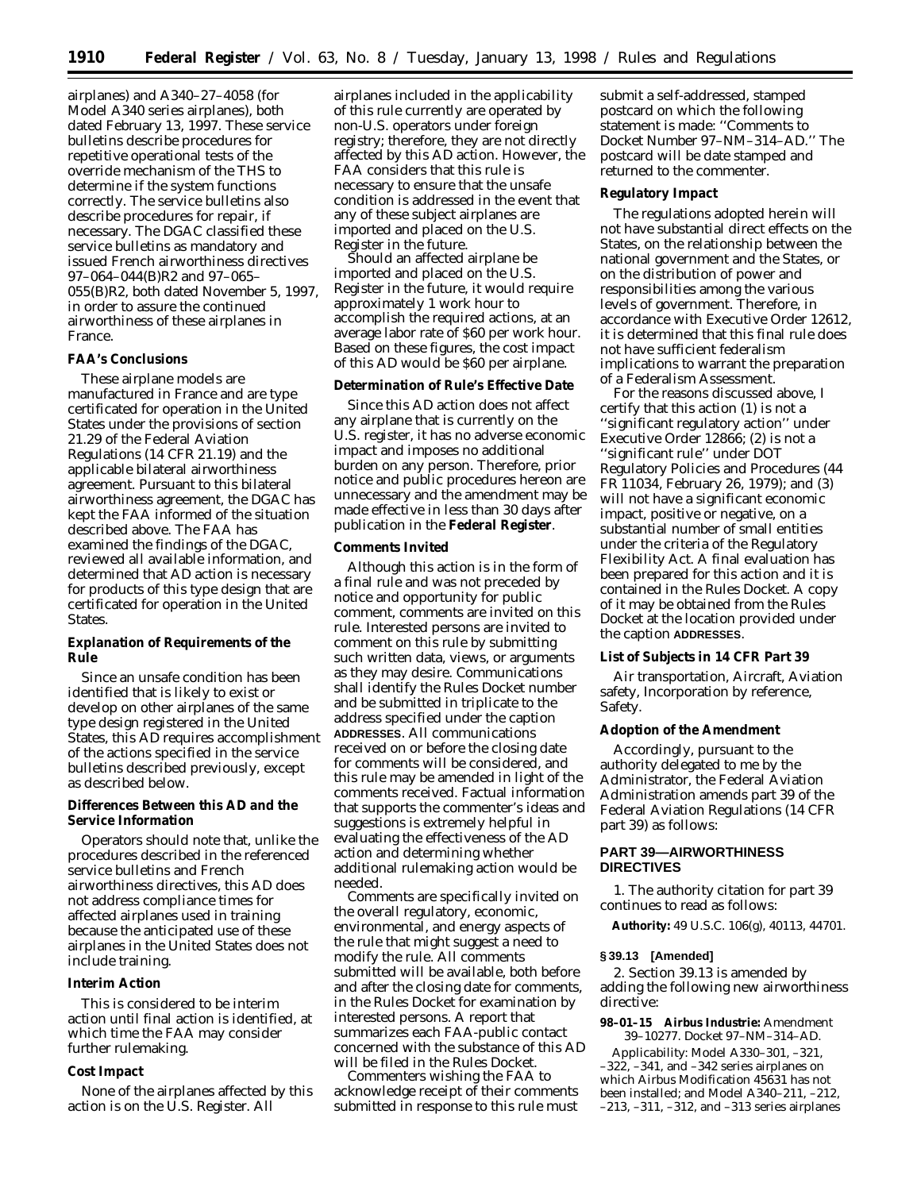airplanes) and A340–27–4058 (for Model A340 series airplanes), both dated February 13, 1997. These service bulletins describe procedures for repetitive operational tests of the override mechanism of the THS to determine if the system functions correctly. The service bulletins also describe procedures for repair, if necessary. The DGAC classified these service bulletins as mandatory and issued French airworthiness directives 97–064–044(B)R2 and 97–065–055(B)R2, both dated November 5, 1997, in order to assure the continued airworthiness of these airplanes in France.

**FAA's Conclusions**

These airplane models are manufactured in France and are type certificated for operation in the United States under the provisions of section 21.29 of the Federal Aviation Regulations (14 CFR 21.19) and the applicable bilateral airworthiness agreement. Pursuant to this bilateral airworthiness agreement, the DGAC has kept the FAA informed of the situation described above. The FAA has examined the findings of the DGAC, reviewed all available information, and determined that AD action is necessary for products of this type design that are certificated for operation in the United States.

**Explanation of Requirements of the Rule**

Since an unsafe condition has been identified that is likely to exist or develop on other airplanes of the same type design registered in the United States, this AD requires accomplishment of the actions specified in the service bulletins described previously, except as described below.

**Differences Between this AD and the Service Information**

Operators should note that, unlike the procedures described in the referenced service bulletins and French airworthiness directives, this AD does not address compliance times for affected airplanes used in training because the anticipated use of these airplanes in the United States does not include training.

**Interim Action**

This is considered to be interim action until final action is identified, at which time the FAA may consider further rulemaking.

**Cost Impact**

None of the airplanes affected by this action is on the U.S. Register. All airplanes included in the applicability of this rule currently are operated by non-U.S. operators under foreign registry; therefore, they are not directly affected by this AD action. However, the FAA considers that this rule is necessary to ensure that the unsafe condition is addressed in the event that any of these subject airplanes are imported and placed on the U.S. Register in the future.

Should an affected airplane be imported and placed on the U.S. Register in the future, it would require approximately 1 work hour to accomplish the required actions, at an average labor rate of $60 per work hour. Based on these figures, the cost impact of this AD would be $60 per airplane.

**Determination of Rule's Effective Date**

Since this AD action does not affect any airplane that is currently on the U.S. register, it has no adverse economic impact and imposes no additional burden on any person. Therefore, prior notice and public procedures hereon are unnecessary and the amendment may be made effective in less than 30 days after publication in the **Federal Register**.

**Comments Invited**

Although this action is in the form of a final rule and was not preceded by notice and opportunity for public comment, comments are invited on this rule. Interested persons are invited to comment on this rule by submitting such written data, views, or arguments as they may desire. Communications shall identify the Rules Docket number and be submitted in triplicate to the address specified under the caption **ADDRESSES**. All communications received on or before the closing date for comments will be considered, and this rule may be amended in light of the comments received. Factual information that supports the commenter's ideas and suggestions is extremely helpful in evaluating the effectiveness of the AD action and determining whether additional rulemaking action would be needed.

Comments are specifically invited on the overall regulatory, economic, environmental, and energy aspects of the rule that might suggest a need to modify the rule. All comments submitted will be available, both before and after the closing date for comments, in the Rules Docket for examination by interested persons. A report that summarizes each FAA-public contact concerned with the substance of this AD will be filed in the Rules Docket.

Commenters wishing the FAA to acknowledge receipt of their comments submitted in response to this rule must submit a self-addressed, stamped postcard on which the following statement is made: "Comments to Docket Number 97–NM–314–AD." The postcard will be date stamped and returned to the commenter.

**Regulatory Impact**

The regulations adopted herein will not have substantial direct effects on the States, on the relationship between the national government and the States, or on the distribution of power and responsibilities among the various levels of government. Therefore, in accordance with Executive Order 12612, it is determined that this final rule does not have sufficient federalism implications to warrant the preparation of a Federalism Assessment.

For the reasons discussed above, I certify that this action (1) is not a "significant regulatory action" under Executive Order 12866; (2) is not a "significant rule" under DOT Regulatory Policies and Procedures (44 FR 11034, February 26, 1979); and (3) will not have a significant economic impact, positive or negative, on a substantial number of small entities under the criteria of the Regulatory Flexibility Act. A final evaluation has been prepared for this action and it is contained in the Rules Docket. A copy of it may be obtained from the Rules Docket at the location provided under the caption **ADDRESSES**.

**List of Subjects in 14 CFR Part 39**

Air transportation, Aircraft, Aviation safety, Incorporation by reference, Safety.

**Adoption of the Amendment**

Accordingly, pursuant to the authority delegated to me by the Administrator, the Federal Aviation Administration amends part 39 of the Federal Aviation Regulations (14 CFR part 39) as follows:

## PART 39—AIRWORTHINESS DIRECTIVES

1. The authority citation for part 39 continues to read as follows:

**Authority:** 49 U.S.C. 106(g), 40113, 44701.

**§ 39.13 [Amended]**

2. Section 39.13 is amended by adding the following new airworthiness directive:

**98–01–15 Airbus Industrie:** Amendment 39–10277. Docket 97–NM–314–AD.

*Applicability:* Model A330–301, –321, –322, –341, and –342 series airplanes on which Airbus Modification 45631 has not been installed; and Model A340–211, –212, –213, –311, –312, and –313 series airplanes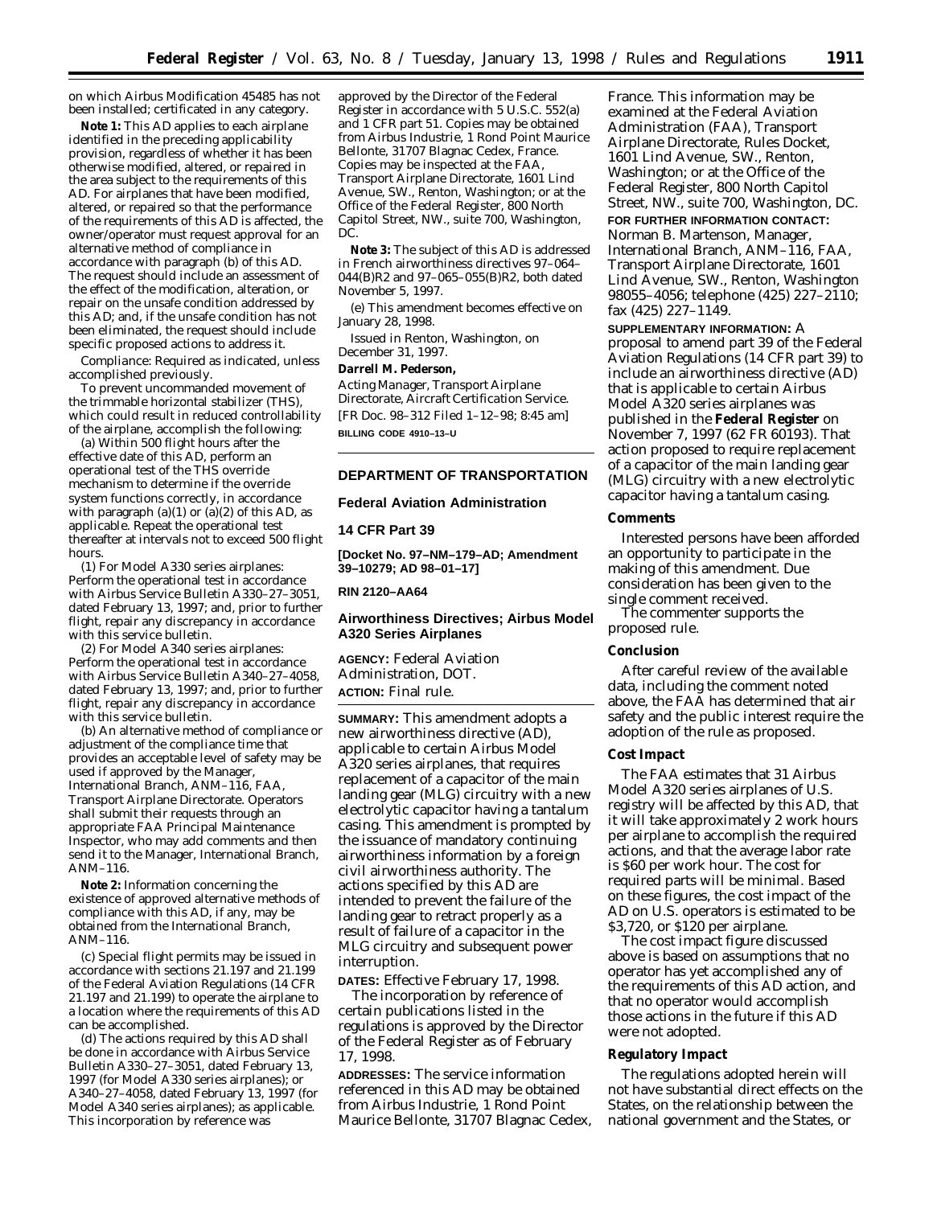on which Airbus Modification 45485 has not been installed; certificated in any category.

**Note 1:** This AD applies to each airplane identified in the preceding applicability provision, regardless of whether it has been otherwise modified, altered, or repaired in the area subject to the requirements of this AD. For airplanes that have been modified, altered, or repaired so that the performance of the requirements of this AD is affected, the owner/operator must request approval for an alternative method of compliance in accordance with paragraph (b) of this AD. The request should include an assessment of the effect of the modification, alteration, or repair on the unsafe condition addressed by this AD; and, if the unsafe condition has not been eliminated, the request should include specific proposed actions to address it.

*Compliance:* Required as indicated, unless accomplished previously.

To prevent uncommanded movement of the trimmable horizontal stabilizer (THS), which could result in reduced controllability of the airplane, accomplish the following:

(a) Within 500 flight hours after the effective date of this AD, perform an operational test of the THS override mechanism to determine if the override system functions correctly, in accordance with paragraph (a)(1) or (a)(2) of this AD, as applicable. Repeat the operational test thereafter at intervals not to exceed 500 flight hours.

(1) For Model A330 series airplanes: Perform the operational test in accordance with Airbus Service Bulletin A330–27–3051, dated February 13, 1997; and, prior to further flight, repair any discrepancy in accordance with this service bulletin.

(2) For Model A340 series airplanes: Perform the operational test in accordance with Airbus Service Bulletin A340–27–4058, dated February 13, 1997; and, prior to further flight, repair any discrepancy in accordance with this service bulletin.

(b) An alternative method of compliance or adjustment of the compliance time that provides an acceptable level of safety may be used if approved by the Manager, International Branch, ANM–116, FAA, Transport Airplane Directorate. Operators shall submit their requests through an appropriate FAA Principal Maintenance Inspector, who may add comments and then send it to the Manager, International Branch, ANM–116.

**Note 2:** Information concerning the existence of approved alternative methods of compliance with this AD, if any, may be obtained from the International Branch, ANM–116.

(c) Special flight permits may be issued in accordance with sections 21.197 and 21.199 of the Federal Aviation Regulations (14 CFR 21.197 and 21.199) to operate the airplane to a location where the requirements of this AD can be accomplished.

(d) The actions required by this AD shall be done in accordance with Airbus Service Bulletin A330–27–3051, dated February 13, 1997 (for Model A330 series airplanes); or A340–27–4058, dated February 13, 1997 (for Model A340 series airplanes); as applicable. This incorporation by reference was approved by the Director of the Federal Register in accordance with 5 U.S.C. 552(a) and 1 CFR part 51. Copies may be obtained from Airbus Industrie, 1 Rond Point Maurice Bellonte, 31707 Blagnac Cedex, France. Copies may be inspected at the FAA, Transport Airplane Directorate, 1601 Lind Avenue, SW., Renton, Washington; or at the Office of the Federal Register, 800 North Capitol Street, NW., suite 700, Washington, DC.

**Note 3:** The subject of this AD is addressed in French airworthiness directives 97–064–044(B)R2 and 97–065–055(B)R2, both dated November 5, 1997.

(e) This amendment becomes effective on January 28, 1998.

Issued in Renton, Washington, on December 31, 1997.

**Darrell M. Pederson,**

*Acting Manager, Transport Airplane Directorate, Aircraft Certification Service.*

[FR Doc. 98–312 Filed 1–12–98; 8:45 am]

**BILLING CODE 4910–13–U**

---

**DEPARTMENT OF TRANSPORTATION**

**Federal Aviation Administration**

**14 CFR Part 39**

**[Docket No. 97–NM–179–AD; Amendment 39–10279; AD 98–01–17]**

**RIN 2120–AA64**

## Airworthiness Directives; Airbus Model A320 Series Airplanes

**AGENCY:** Federal Aviation Administration, DOT.

**ACTION:** Final rule.

**SUMMARY:** This amendment adopts a new airworthiness directive (AD), applicable to certain Airbus Model A320 series airplanes, that requires replacement of a capacitor of the main landing gear (MLG) circuitry with a new electrolytic capacitor having a tantalum casing. This amendment is prompted by the issuance of mandatory continuing airworthiness information by a foreign civil airworthiness authority. The actions specified by this AD are intended to prevent the failure of the landing gear to retract properly as a result of failure of a capacitor in the MLG circuitry and subsequent power interruption.

**DATES:** Effective February 17, 1998.

The incorporation by reference of certain publications listed in the regulations is approved by the Director of the Federal Register as of February 17, 1998.

**ADDRESSES:** The service information referenced in this AD may be obtained from Airbus Industrie, 1 Rond Point Maurice Bellonte, 31707 Blagnac Cedex, France. This information may be examined at the Federal Aviation Administration (FAA), Transport Airplane Directorate, Rules Docket, 1601 Lind Avenue, SW., Renton, Washington; or at the Office of the Federal Register, 800 North Capitol Street, NW., suite 700, Washington, DC.

**FOR FURTHER INFORMATION CONTACT:** Norman B. Martenson, Manager, International Branch, ANM–116, FAA, Transport Airplane Directorate, 1601 Lind Avenue, SW., Renton, Washington 98055–4056; telephone (425) 227–2110; fax (425) 227–1149.

**SUPPLEMENTARY INFORMATION:** A proposal to amend part 39 of the Federal Aviation Regulations (14 CFR part 39) to include an airworthiness directive (AD) that is applicable to certain Airbus Model A320 series airplanes was published in the **Federal Register** on November 7, 1997 (62 FR 60193). That action proposed to require replacement of a capacitor of the main landing gear (MLG) circuitry with a new electrolytic capacitor having a tantalum casing.

### Comments

Interested persons have been afforded an opportunity to participate in the making of this amendment. Due consideration has been given to the single comment received.

The commenter supports the proposed rule.

### Conclusion

After careful review of the available data, including the comment noted above, the FAA has determined that air safety and the public interest require the adoption of the rule as proposed.

### Cost Impact

The FAA estimates that 31 Airbus Model A320 series airplanes of U.S. registry will be affected by this AD, that it will take approximately 2 work hours per airplane to accomplish the required actions, and that the average labor rate is $60 per work hour. The cost for required parts will be minimal. Based on these figures, the cost impact of the AD on U.S. operators is estimated to be $3,720, or $120 per airplane.

The cost impact figure discussed above is based on assumptions that no operator has yet accomplished any of the requirements of this AD action, and that no operator would accomplish those actions in the future if this AD were not adopted.

### Regulatory Impact

The regulations adopted herein will not have substantial direct effects on the States, on the relationship between the national government and the States, or